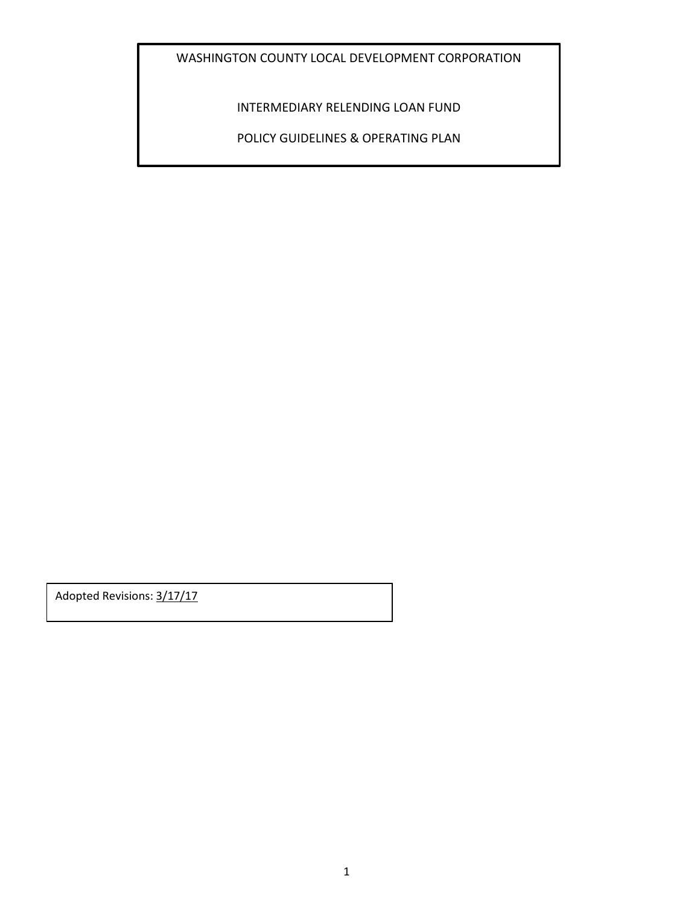# WASHINGTON COUNTY LOCAL DEVELOPMENT CORPORATION

## INTERMEDIARY RELENDING LOAN FUND

## POLICY GUIDELINES & OPERATING PLAN

Adopted Revisions: 3/17/17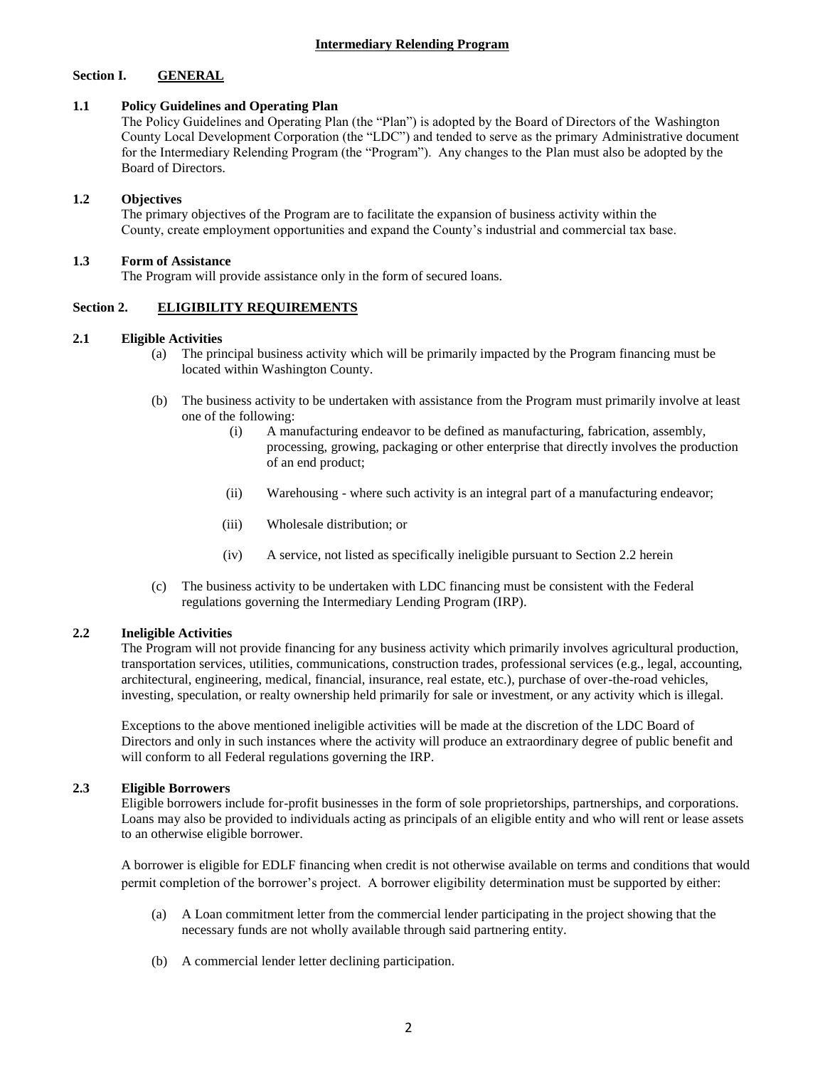## Intermediary Relending Program

### Section I. GENERAL

**1.1 Policy Guidelines and Operating Plan**

The Policy Guidelines and Operating Plan (the "Plan") is adopted by the Board of Directors of the Washington County Local Development Corporation (the "LDC") and tended to serve as the primary Administrative document for the Intermediary Relending Program (the "Program"). Any changes to the Plan must also be adopted by the Board of Directors.

**1.2 Objectives**

The primary objectives of the Program are to facilitate the expansion of business activity within the County, create employment opportunities and expand the County's industrial and commercial tax base.

**1.3 Form of Assistance**

The Program will provide assistance only in the form of secured loans.

### Section 2. ELIGIBILITY REQUIREMENTS

**2.1 Eligible Activities**

(a) The principal business activity which will be primarily impacted by the Program financing must be located within Washington County.

(b) The business activity to be undertaken with assistance from the Program must primarily involve at least one of the following:

- (i) A manufacturing endeavor to be defined as manufacturing, fabrication, assembly, processing, growing, packaging or other enterprise that directly involves the production of an end product;
- (ii) Warehousing - where such activity is an integral part of a manufacturing endeavor;
- (iii) Wholesale distribution; or
- (iv) A service, not listed as specifically ineligible pursuant to Section 2.2 herein

(c) The business activity to be undertaken with LDC financing must be consistent with the Federal regulations governing the Intermediary Lending Program (IRP).

**2.2 Ineligible Activities**

The Program will not provide financing for any business activity which primarily involves agricultural production, transportation services, utilities, communications, construction trades, professional services (e.g., legal, accounting, architectural, engineering, medical, financial, insurance, real estate, etc.), purchase of over-the-road vehicles, investing, speculation, or realty ownership held primarily for sale or investment, or any activity which is illegal.

Exceptions to the above mentioned ineligible activities will be made at the discretion of the LDC Board of Directors and only in such instances where the activity will produce an extraordinary degree of public benefit and will conform to all Federal regulations governing the IRP.

**2.3 Eligible Borrowers**

Eligible borrowers include for-profit businesses in the form of sole proprietorships, partnerships, and corporations. Loans may also be provided to individuals acting as principals of an eligible entity and who will rent or lease assets to an otherwise eligible borrower.

A borrower is eligible for EDLF financing when credit is not otherwise available on terms and conditions that would permit completion of the borrower's project. A borrower eligibility determination must be supported by either:

(a) A Loan commitment letter from the commercial lender participating in the project showing that the necessary funds are not wholly available through said partnering entity.

(b) A commercial lender letter declining participation.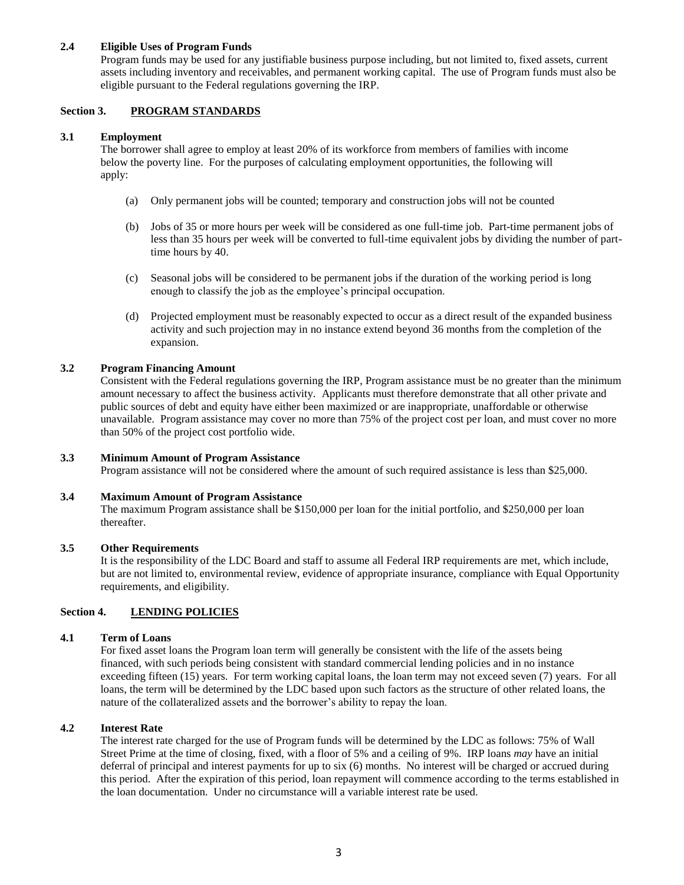### 2.4 Eligible Uses of Program Funds

Program funds may be used for any justifiable business purpose including, but not limited to, fixed assets, current assets including inventory and receivables, and permanent working capital. The use of Program funds must also be eligible pursuant to the Federal regulations governing the IRP.

## Section 3. PROGRAM STANDARDS

### 3.1 Employment

The borrower shall agree to employ at least 20% of its workforce from members of families with income below the poverty line. For the purposes of calculating employment opportunities, the following will apply:

(a) Only permanent jobs will be counted; temporary and construction jobs will not be counted

(b) Jobs of 35 or more hours per week will be considered as one full-time job. Part-time permanent jobs of less than 35 hours per week will be converted to full-time equivalent jobs by dividing the number of part-time hours by 40.

(c) Seasonal jobs will be considered to be permanent jobs if the duration of the working period is long enough to classify the job as the employee's principal occupation.

(d) Projected employment must be reasonably expected to occur as a direct result of the expanded business activity and such projection may in no instance extend beyond 36 months from the completion of the expansion.

### 3.2 Program Financing Amount

Consistent with the Federal regulations governing the IRP, Program assistance must be no greater than the minimum amount necessary to affect the business activity. Applicants must therefore demonstrate that all other private and public sources of debt and equity have either been maximized or are inappropriate, unaffordable or otherwise unavailable. Program assistance may cover no more than 75% of the project cost per loan, and must cover no more than 50% of the project cost portfolio wide.

### 3.3 Minimum Amount of Program Assistance

Program assistance will not be considered where the amount of such required assistance is less than $25,000.

### 3.4 Maximum Amount of Program Assistance

The maximum Program assistance shall be $150,000 per loan for the initial portfolio, and $250,000 per loan thereafter.

### 3.5 Other Requirements

It is the responsibility of the LDC Board and staff to assume all Federal IRP requirements are met, which include, but are not limited to, environmental review, evidence of appropriate insurance, compliance with Equal Opportunity requirements, and eligibility.

## Section 4. LENDING POLICIES

### 4.1 Term of Loans

For fixed asset loans the Program loan term will generally be consistent with the life of the assets being financed, with such periods being consistent with standard commercial lending policies and in no instance exceeding fifteen (15) years. For term working capital loans, the loan term may not exceed seven (7) years. For all loans, the term will be determined by the LDC based upon such factors as the structure of other related loans, the nature of the collateralized assets and the borrower's ability to repay the loan.

### 4.2 Interest Rate

The interest rate charged for the use of Program funds will be determined by the LDC as follows: 75% of Wall Street Prime at the time of closing, fixed, with a floor of 5% and a ceiling of 9%. IRP loans *may* have an initial deferral of principal and interest payments for up to six (6) months. No interest will be charged or accrued during this period. After the expiration of this period, loan repayment will commence according to the terms established in the loan documentation. Under no circumstance will a variable interest rate be used.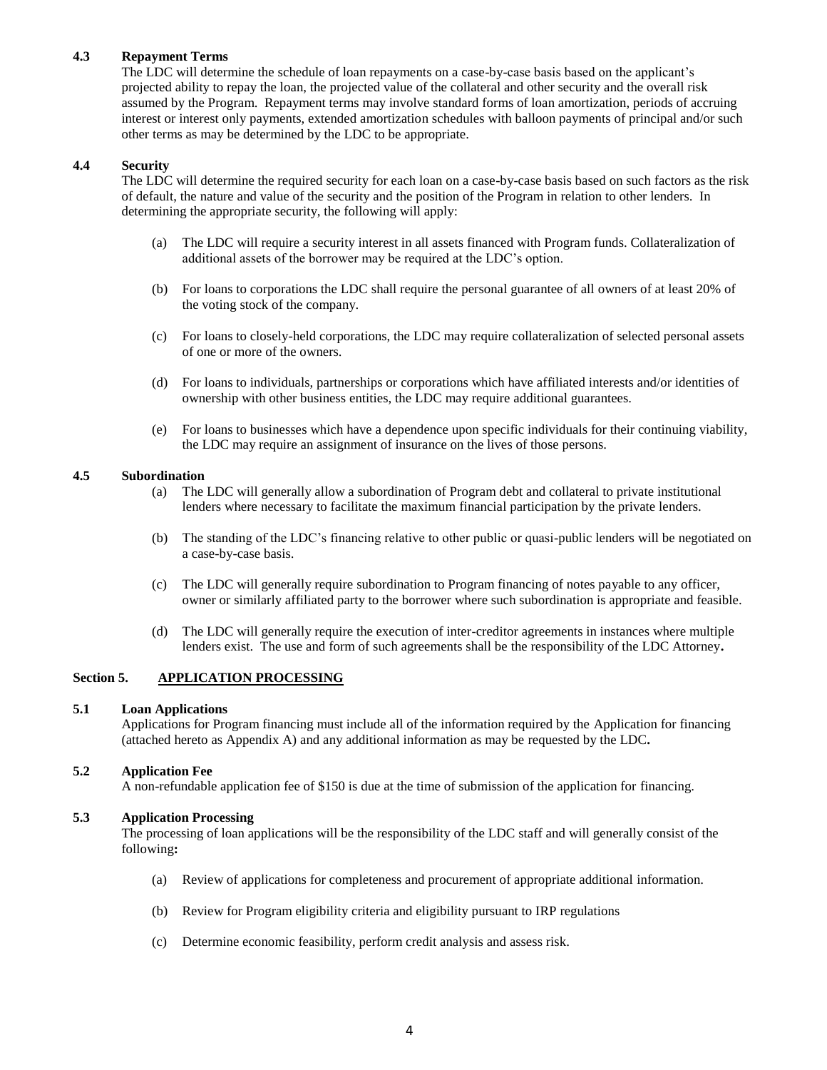### 4.3 Repayment Terms

The LDC will determine the schedule of loan repayments on a case-by-case basis based on the applicant's projected ability to repay the loan, the projected value of the collateral and other security and the overall risk assumed by the Program. Repayment terms may involve standard forms of loan amortization, periods of accruing interest or interest only payments, extended amortization schedules with balloon payments of principal and/or such other terms as may be determined by the LDC to be appropriate.

### 4.4 Security

The LDC will determine the required security for each loan on a case-by-case basis based on such factors as the risk of default, the nature and value of the security and the position of the Program in relation to other lenders. In determining the appropriate security, the following will apply:

(a) The LDC will require a security interest in all assets financed with Program funds. Collateralization of additional assets of the borrower may be required at the LDC's option.

(b) For loans to corporations the LDC shall require the personal guarantee of all owners of at least 20% of the voting stock of the company.

(c) For loans to closely-held corporations, the LDC may require collateralization of selected personal assets of one or more of the owners.

(d) For loans to individuals, partnerships or corporations which have affiliated interests and/or identities of ownership with other business entities, the LDC may require additional guarantees.

(e) For loans to businesses which have a dependence upon specific individuals for their continuing viability, the LDC may require an assignment of insurance on the lives of those persons.

### 4.5 Subordination

(a) The LDC will generally allow a subordination of Program debt and collateral to private institutional lenders where necessary to facilitate the maximum financial participation by the private lenders.

(b) The standing of the LDC's financing relative to other public or quasi-public lenders will be negotiated on a case-by-case basis.

(c) The LDC will generally require subordination to Program financing of notes payable to any officer, owner or similarly affiliated party to the borrower where such subordination is appropriate and feasible.

(d) The LDC will generally require the execution of inter-creditor agreements in instances where multiple lenders exist. The use and form of such agreements shall be the responsibility of the LDC Attorney**.**

## Section 5. APPLICATION PROCESSING

### 5.1 Loan Applications

Applications for Program financing must include all of the information required by the Application for financing (attached hereto as Appendix A) and any additional information as may be requested by the LDC**.**

### 5.2 Application Fee

A non-refundable application fee of $150 is due at the time of submission of the application for financing.

### 5.3 Application Processing

The processing of loan applications will be the responsibility of the LDC staff and will generally consist of the following**:**

(a) Review of applications for completeness and procurement of appropriate additional information.

(b) Review for Program eligibility criteria and eligibility pursuant to IRP regulations

(c) Determine economic feasibility, perform credit analysis and assess risk.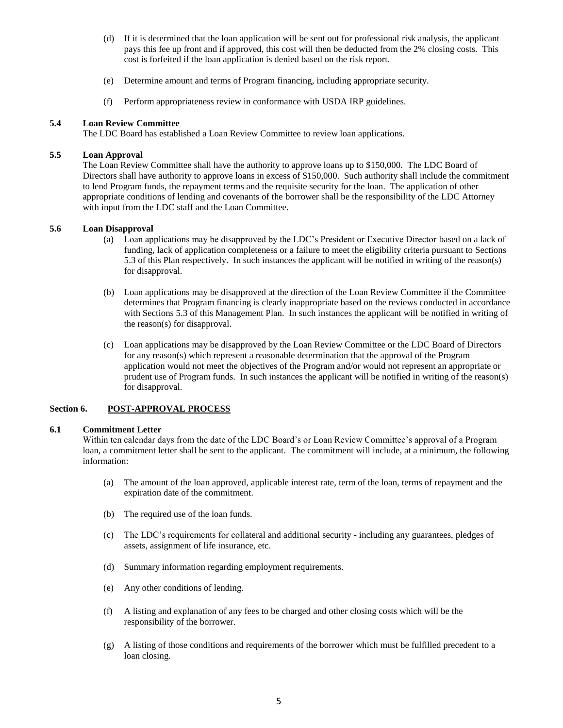(d) If it is determined that the loan application will be sent out for professional risk analysis, the applicant pays this fee up front and if approved, this cost will then be deducted from the 2% closing costs. This cost is forfeited if the loan application is denied based on the risk report.

(e) Determine amount and terms of Program financing, including appropriate security.

(f) Perform appropriateness review in conformance with USDA IRP guidelines.

**5.4 Loan Review Committee**

The LDC Board has established a Loan Review Committee to review loan applications.

**5.5 Loan Approval**

The Loan Review Committee shall have the authority to approve loans up to $150,000. The LDC Board of Directors shall have authority to approve loans in excess of $150,000. Such authority shall include the commitment to lend Program funds, the repayment terms and the requisite security for the loan. The application of other appropriate conditions of lending and covenants of the borrower shall be the responsibility of the LDC Attorney with input from the LDC staff and the Loan Committee.

**5.6 Loan Disapproval**

(a) Loan applications may be disapproved by the LDC's President or Executive Director based on a lack of funding, lack of application completeness or a failure to meet the eligibility criteria pursuant to Sections 5.3 of this Plan respectively. In such instances the applicant will be notified in writing of the reason(s) for disapproval.

(b) Loan applications may be disapproved at the direction of the Loan Review Committee if the Committee determines that Program financing is clearly inappropriate based on the reviews conducted in accordance with Sections 5.3 of this Management Plan. In such instances the applicant will be notified in writing of the reason(s) for disapproval.

(c) Loan applications may be disapproved by the Loan Review Committee or the LDC Board of Directors for any reason(s) which represent a reasonable determination that the approval of the Program application would not meet the objectives of the Program and/or would not represent an appropriate or prudent use of Program funds. In such instances the applicant will be notified in writing of the reason(s) for disapproval.

## Section 6. <u>POST-APPROVAL PROCESS</u>

**6.1 Commitment Letter**

Within ten calendar days from the date of the LDC Board's or Loan Review Committee's approval of a Program loan, a commitment letter shall be sent to the applicant. The commitment will include, at a minimum, the following information:

(a) The amount of the loan approved, applicable interest rate, term of the loan, terms of repayment and the expiration date of the commitment.

(b) The required use of the loan funds.

(c) The LDC's requirements for collateral and additional security - including any guarantees, pledges of assets, assignment of life insurance, etc.

(d) Summary information regarding employment requirements.

(e) Any other conditions of lending.

(f) A listing and explanation of any fees to be charged and other closing costs which will be the responsibility of the borrower.

(g) A listing of those conditions and requirements of the borrower which must be fulfilled precedent to a loan closing.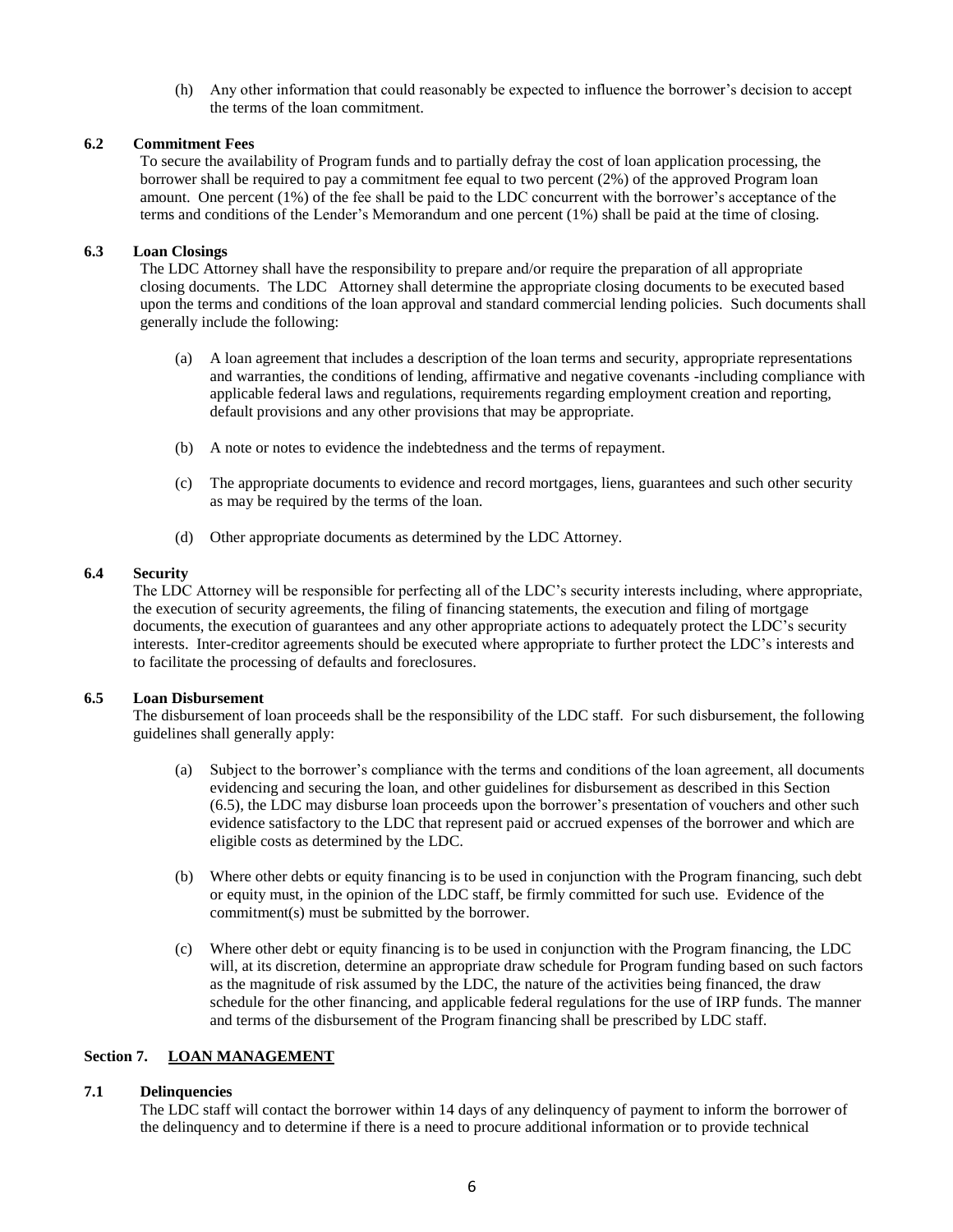(h) Any other information that could reasonably be expected to influence the borrower's decision to accept the terms of the loan commitment.

### 6.2 Commitment Fees

To secure the availability of Program funds and to partially defray the cost of loan application processing, the borrower shall be required to pay a commitment fee equal to two percent (2%) of the approved Program loan amount. One percent (1%) of the fee shall be paid to the LDC concurrent with the borrower's acceptance of the terms and conditions of the Lender's Memorandum and one percent (1%) shall be paid at the time of closing.

### 6.3 Loan Closings

The LDC Attorney shall have the responsibility to prepare and/or require the preparation of all appropriate closing documents. The LDC Attorney shall determine the appropriate closing documents to be executed based upon the terms and conditions of the loan approval and standard commercial lending policies. Such documents shall generally include the following:

(a) A loan agreement that includes a description of the loan terms and security, appropriate representations and warranties, the conditions of lending, affirmative and negative covenants -including compliance with applicable federal laws and regulations, requirements regarding employment creation and reporting, default provisions and any other provisions that may be appropriate.

(b) A note or notes to evidence the indebtedness and the terms of repayment.

(c) The appropriate documents to evidence and record mortgages, liens, guarantees and such other security as may be required by the terms of the loan.

(d) Other appropriate documents as determined by the LDC Attorney.

### 6.4 Security

The LDC Attorney will be responsible for perfecting all of the LDC's security interests including, where appropriate, the execution of security agreements, the filing of financing statements, the execution and filing of mortgage documents, the execution of guarantees and any other appropriate actions to adequately protect the LDC's security interests. Inter-creditor agreements should be executed where appropriate to further protect the LDC's interests and to facilitate the processing of defaults and foreclosures.

### 6.5 Loan Disbursement

The disbursement of loan proceeds shall be the responsibility of the LDC staff. For such disbursement, the following guidelines shall generally apply:

(a) Subject to the borrower's compliance with the terms and conditions of the loan agreement, all documents evidencing and securing the loan, and other guidelines for disbursement as described in this Section (6.5), the LDC may disburse loan proceeds upon the borrower's presentation of vouchers and other such evidence satisfactory to the LDC that represent paid or accrued expenses of the borrower and which are eligible costs as determined by the LDC.

(b) Where other debts or equity financing is to be used in conjunction with the Program financing, such debt or equity must, in the opinion of the LDC staff, be firmly committed for such use. Evidence of the commitment(s) must be submitted by the borrower.

(c) Where other debt or equity financing is to be used in conjunction with the Program financing, the LDC will, at its discretion, determine an appropriate draw schedule for Program funding based on such factors as the magnitude of risk assumed by the LDC, the nature of the activities being financed, the draw schedule for the other financing, and applicable federal regulations for the use of IRP funds. The manner and terms of the disbursement of the Program financing shall be prescribed by LDC staff.

## Section 7. <u>LOAN MANAGEMENT</u>

### 7.1 Delinquencies

The LDC staff will contact the borrower within 14 days of any delinquency of payment to inform the borrower of the delinquency and to determine if there is a need to procure additional information or to provide technical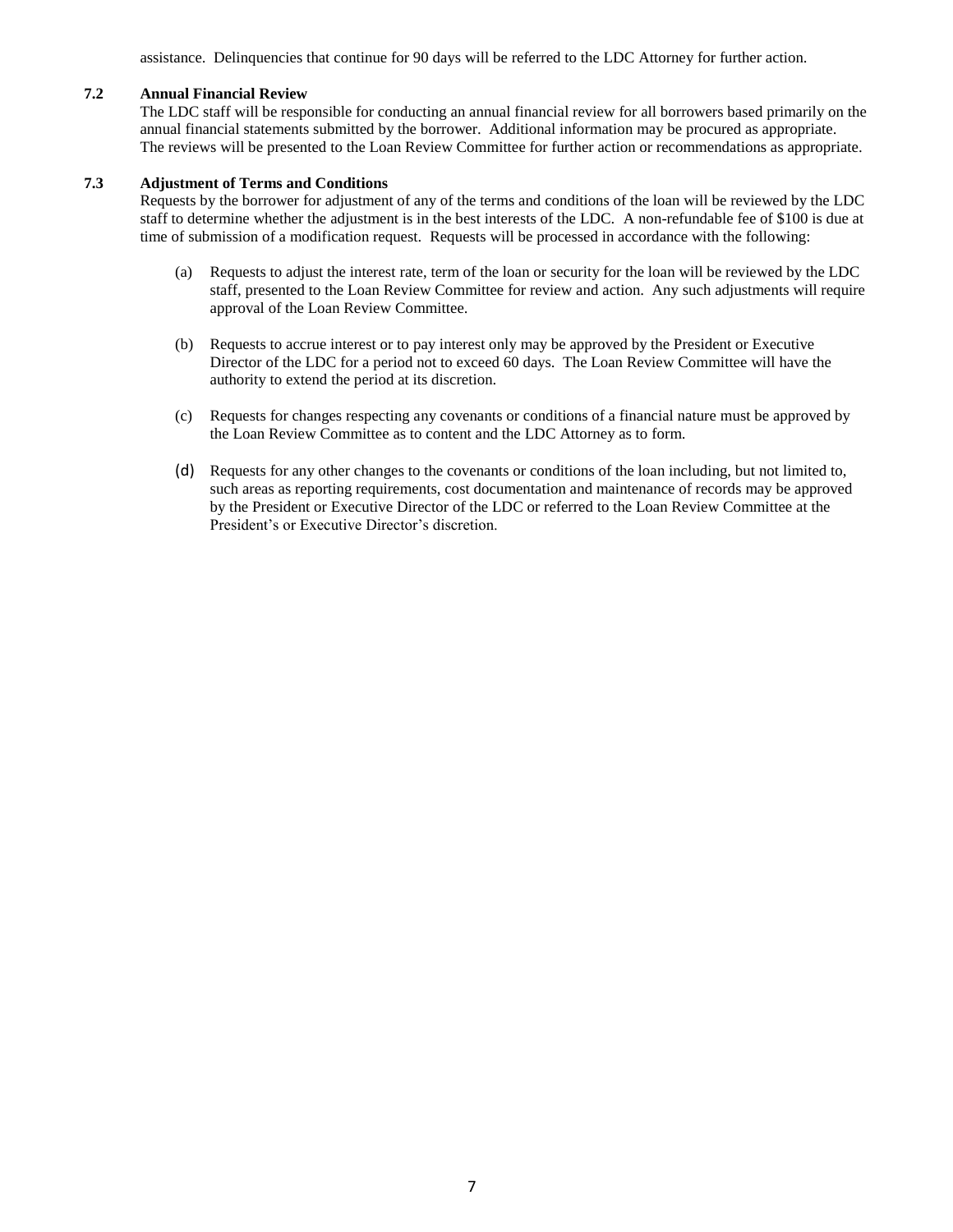assistance. Delinquencies that continue for 90 days will be referred to the LDC Attorney for further action.

### 7.2 Annual Financial Review

The LDC staff will be responsible for conducting an annual financial review for all borrowers based primarily on the annual financial statements submitted by the borrower. Additional information may be procured as appropriate. The reviews will be presented to the Loan Review Committee for further action or recommendations as appropriate.

### 7.3 Adjustment of Terms and Conditions

Requests by the borrower for adjustment of any of the terms and conditions of the loan will be reviewed by the LDC staff to determine whether the adjustment is in the best interests of the LDC. A non-refundable fee of $100 is due at time of submission of a modification request. Requests will be processed in accordance with the following:

(a) Requests to adjust the interest rate, term of the loan or security for the loan will be reviewed by the LDC staff, presented to the Loan Review Committee for review and action. Any such adjustments will require approval of the Loan Review Committee.

(b) Requests to accrue interest or to pay interest only may be approved by the President or Executive Director of the LDC for a period not to exceed 60 days. The Loan Review Committee will have the authority to extend the period at its discretion.

(c) Requests for changes respecting any covenants or conditions of a financial nature must be approved by the Loan Review Committee as to content and the LDC Attorney as to form.

(d) Requests for any other changes to the covenants or conditions of the loan including, but not limited to, such areas as reporting requirements, cost documentation and maintenance of records may be approved by the President or Executive Director of the LDC or referred to the Loan Review Committee at the President's or Executive Director's discretion.